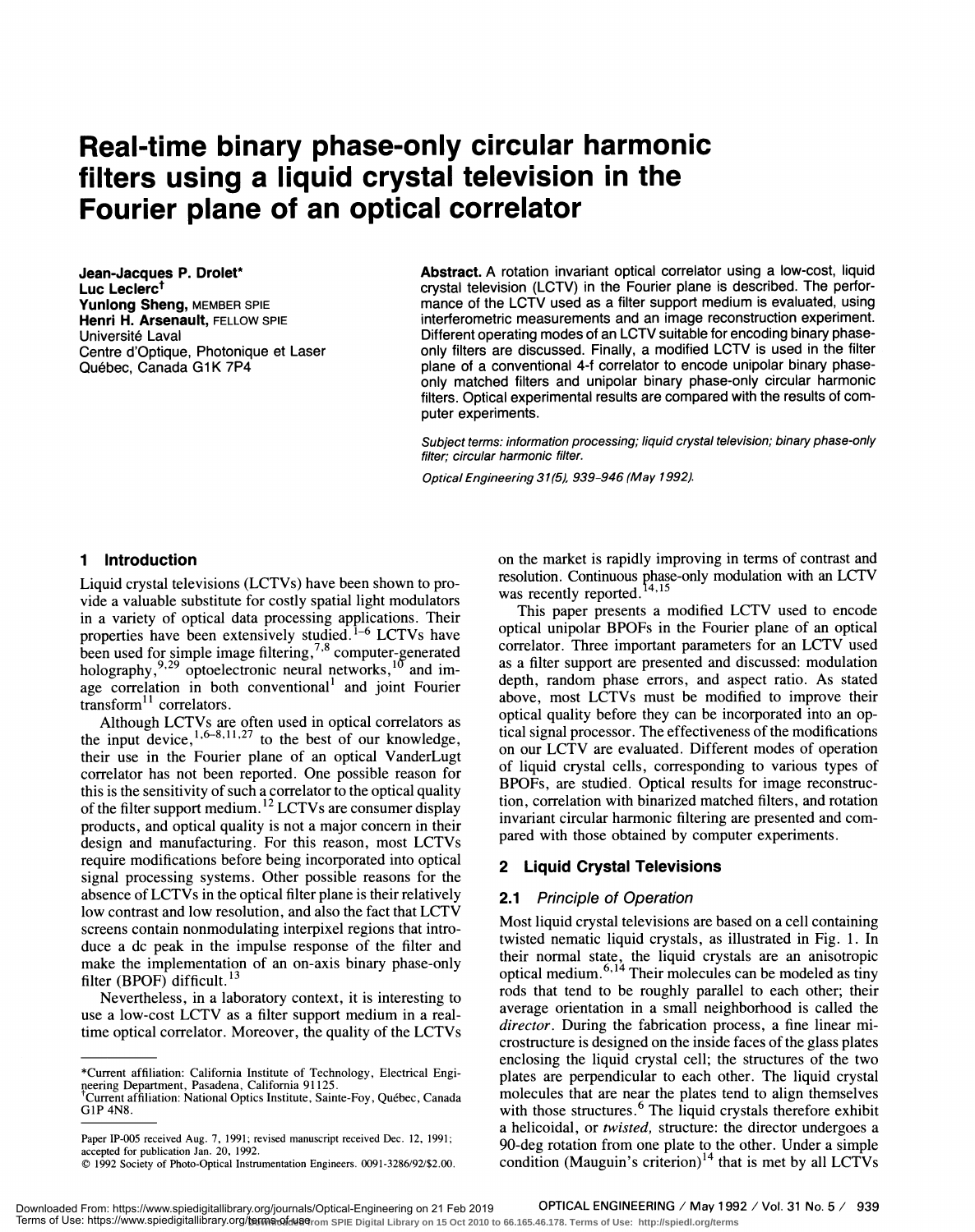# Real-time binary phase-only circular harmonic filters using a liquid crystal television in the Fourier plane of an optical correlator

**Jean-Jacques P. Drolet***
**Luc Leclerc**†
**Yunlong Sheng,** MEMBER SPIE
**Henri H. Arsenault,** FELLOW SPIE
Université Laval
Centre d'Optique, Photonique et Laser
Québec, Canada G1K 7P4

**Abstract.** A rotation invariant optical correlator using a low-cost, liquid crystal television (LCTV) in the Fourier plane is described. The performance of the LCTV used as a filter support medium is evaluated, using interferometric measurements and an image reconstruction experiment. Different operating modes of an LCTV suitable for encoding binary phase-only filters are discussed. Finally, a modified LCTV is used in the filter plane of a conventional 4-f correlator to encode unipolar binary phase-only matched filters and unipolar binary phase-only circular harmonic filters. Optical experimental results are compared with the results of computer experiments.

*Subject terms: information processing; liquid crystal television; binary phase-only filter; circular harmonic filter.*

*Optical Engineering 31(5), 939–946 (May 1992).*

## 1 Introduction

Liquid crystal televisions (LCTVs) have been shown to provide a valuable substitute for costly spatial light modulators in a variety of optical data processing applications. Their properties have been extensively studied.[1–6] LCTVs have been used for simple image filtering,[7,8] computer-generated holography,[9,29] optoelectronic neural networks,[10] and image correlation in both conventional[1] and joint Fourier transform[11] correlators.

Although LCTVs are often used in optical correlators as the input device,[1,6–8,11,27] to the best of our knowledge, their use in the Fourier plane of an optical VanderLugt correlator has not been reported. One possible reason for this is the sensitivity of such a correlator to the optical quality of the filter support medium.[12] LCTVs are consumer display products, and optical quality is not a major concern in their design and manufacturing. For this reason, most LCTVs require modifications before being incorporated into optical signal processing systems. Other possible reasons for the absence of LCTVs in the optical filter plane is their relatively low contrast and low resolution, and also the fact that LCTV screens contain nonmodulating interpixel regions that introduce a dc peak in the impulse response of the filter and make the implementation of an on-axis binary phase-only filter (BPOF) difficult.[13]

Nevertheless, in a laboratory context, it is interesting to use a low-cost LCTV as a filter support medium in a real-time optical correlator. Moreover, the quality of the LCTVs on the market is rapidly improving in terms of contrast and resolution. Continuous phase-only modulation with an LCTV was recently reported.[14,15]

This paper presents a modified LCTV used to encode optical unipolar BPOFs in the Fourier plane of an optical correlator. Three important parameters for an LCTV used as a filter support are presented and discussed: modulation depth, random phase errors, and aspect ratio. As stated above, most LCTVs must be modified to improve their optical quality before they can be incorporated into an optical signal processor. The effectiveness of the modifications on our LCTV are evaluated. Different modes of operation of liquid crystal cells, corresponding to various types of BPOFs, are studied. Optical results for image reconstruction, correlation with binarized matched filters, and rotation invariant circular harmonic filtering are presented and compared with those obtained by computer experiments.

## 2 Liquid Crystal Televisions

### 2.1 *Principle of Operation*

Most liquid crystal televisions are based on a cell containing twisted nematic liquid crystals, as illustrated in Fig. 1. In their normal state, the liquid crystals are an anisotropic optical medium.[6,14] Their molecules can be modeled as tiny rods that tend to be roughly parallel to each other; their average orientation in a small neighborhood is called the *director*. During the fabrication process, a fine linear microstructure is designed on the inside faces of the glass plates enclosing the liquid crystal cell; the structures of the two plates are perpendicular to each other. The liquid crystal molecules that are near the plates tend to align themselves with those structures.[6] The liquid crystals therefore exhibit a helicoidal, or *twisted,* structure: the director undergoes a 90-deg rotation from one plate to the other. Under a simple condition (Mauguin's criterion)[14] that is met by all LCTVs

---

*Current affiliation: California Institute of Technology, Electrical Engineering Department, Pasadena, California 91125.
†Current affiliation: National Optics Institute, Sainte-Foy, Québec, Canada G1P 4N8.

Paper IP-005 received Aug. 7, 1991; revised manuscript received Dec. 12, 1991; accepted for publication Jan. 20, 1992.
© 1992 Society of Photo-Optical Instrumentation Engineers. 0091-3286/92/$2.00.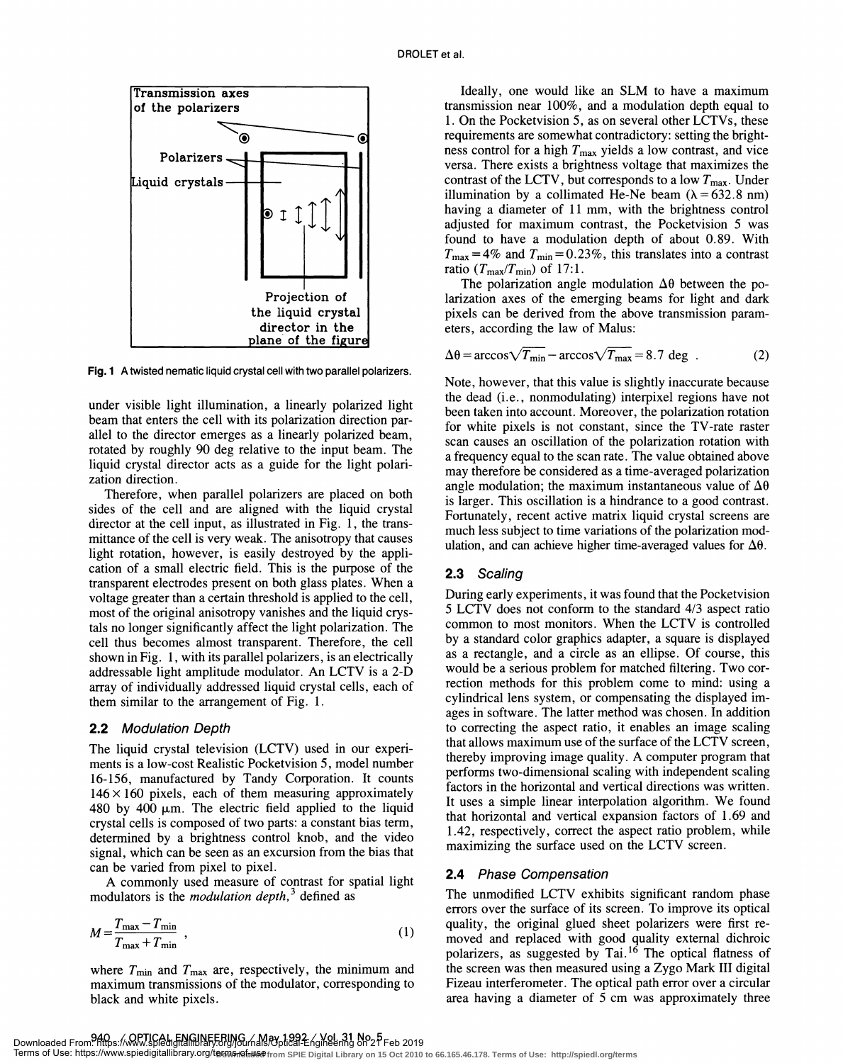Fig. 1 A twisted nematic liquid crystal cell with two parallel polarizers.

under visible light illumination, a linearly polarized light beam that enters the cell with its polarization direction parallel to the director emerges as a linearly polarized beam, rotated by roughly 90 deg relative to the input beam. The liquid crystal director acts as a guide for the light polarization direction.

Therefore, when parallel polarizers are placed on both sides of the cell and are aligned with the liquid crystal director at the cell input, as illustrated in Fig. 1, the transmittance of the cell is very weak. The anisotropy that causes light rotation, however, is easily destroyed by the application of a small electric field. This is the purpose of the transparent electrodes present on both glass plates. When a voltage greater than a certain threshold is applied to the cell, most of the original anisotropy vanishes and the liquid crystals no longer significantly affect the light polarization. The cell thus becomes almost transparent. Therefore, the cell shown in Fig. 1, with its parallel polarizers, is an electrically addressable light amplitude modulator. An LCTV is a 2-D array of individually addressed liquid crystal cells, each of them similar to the arrangement of Fig. 1.

## 2.2 *Modulation Depth*

The liquid crystal television (LCTV) used in our experiments is a low-cost Realistic Pocketvision 5, model number 16-156, manufactured by Tandy Corporation. It counts $146 \times 160$ pixels, each of them measuring approximately 480 by 400 μm. The electric field applied to the liquid crystal cells is composed of two parts: a constant bias term, determined by a brightness control knob, and the video signal, which can be seen as an excursion from the bias that can be varied from pixel to pixel.

A commonly used measure of contrast for spatial light modulators is the *modulation depth*,[3] defined as

$$M = \frac{T_{\max} - T_{\min}}{T_{\max} + T_{\min}} , \tag{1}$$

where $T_{\min}$ and $T_{\max}$ are, respectively, the minimum and maximum transmissions of the modulator, corresponding to black and white pixels.

Ideally, one would like an SLM to have a maximum transmission near 100%, and a modulation depth equal to 1. On the Pocketvision 5, as on several other LCTVs, these requirements are somewhat contradictory: setting the brightness control for a high $T_{\max}$ yields a low contrast, and vice versa. There exists a brightness voltage that maximizes the contrast of the LCTV, but corresponds to a low $T_{\max}$. Under illumination by a collimated He-Ne beam ($\lambda = 632.8$ nm) having a diameter of 11 mm, with the brightness control adjusted for maximum contrast, the Pocketvision 5 was found to have a modulation depth of about 0.89. With $T_{\max} = 4\%$ and $T_{\min} = 0.23\%$, this translates into a contrast ratio ($T_{\max}/T_{\min}$) of 17:1.

The polarization angle modulation $\Delta\theta$ between the polarization axes of the emerging beams for light and dark pixels can be derived from the above transmission parameters, according the law of Malus:

$$\Delta\theta = \arccos\sqrt{T_{\min}} - \arccos\sqrt{T_{\max}} = 8.7 \text{ deg} . \tag{2}$$

Note, however, that this value is slightly inaccurate because the dead (i.e., nonmodulating) interpixel regions have not been taken into account. Moreover, the polarization rotation for white pixels is not constant, since the TV-rate raster scan causes an oscillation of the polarization rotation with a frequency equal to the scan rate. The value obtained above may therefore be considered as a time-averaged polarization angle modulation; the maximum instantaneous value of $\Delta\theta$ is larger. This oscillation is a hindrance to a good contrast. Fortunately, recent active matrix liquid crystal screens are much less subject to time variations of the polarization modulation, and can achieve higher time-averaged values for $\Delta\theta$.

## 2.3 *Scaling*

During early experiments, it was found that the Pocketvision 5 LCTV does not conform to the standard 4/3 aspect ratio common to most monitors. When the LCTV is controlled by a standard color graphics adapter, a square is displayed as a rectangle, and a circle as an ellipse. Of course, this would be a serious problem for matched filtering. Two correction methods for this problem come to mind: using a cylindrical lens system, or compensating the displayed images in software. The latter method was chosen. In addition to correcting the aspect ratio, it enables an image scaling that allows maximum use of the surface of the LCTV screen, thereby improving image quality. A computer program that performs two-dimensional scaling with independent scaling factors in the horizontal and vertical directions was written. It uses a simple linear interpolation algorithm. We found that horizontal and vertical expansion factors of 1.69 and 1.42, respectively, correct the aspect ratio problem, while maximizing the surface used on the LCTV screen.

## 2.4 *Phase Compensation*

The unmodified LCTV exhibits significant random phase errors over the surface of its screen. To improve its optical quality, the original glued sheet polarizers were first removed and replaced with good quality external dichroic polarizers, as suggested by Tai.[16] The optical flatness of the screen was then measured using a Zygo Mark III digital Fizeau interferometer. The optical path error over a circular area having a diameter of 5 cm was approximately three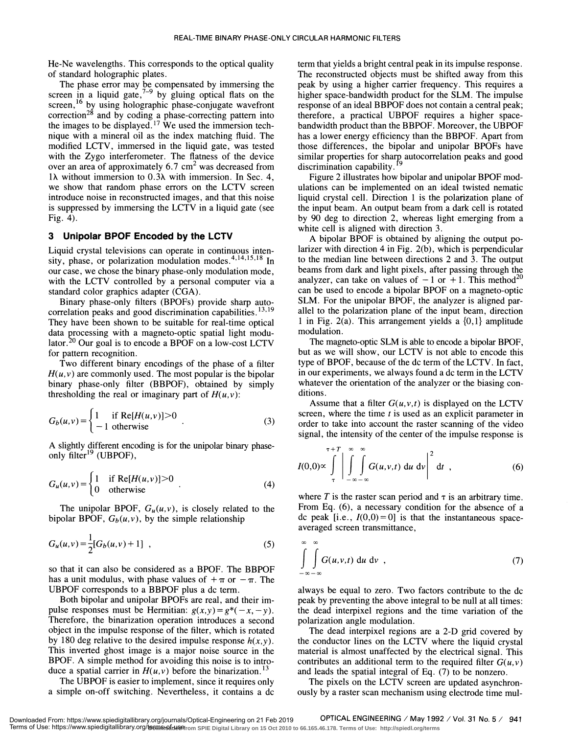He-Ne wavelengths. This corresponds to the optical quality of standard holographic plates.

The phase error may be compensated by immersing the screen in a liquid gate,[7-9] by gluing optical flats on the screen,[16] by using holographic phase-conjugate wavefront correction[28] and by coding a phase-correcting pattern into the images to be displayed.[17] We used the immersion technique with a mineral oil as the index matching fluid. The modified LCTV, immersed in the liquid gate, was tested with the Zygo interferometer. The flatness of the device over an area of approximately 6.7 $cm^2$ was decreased from $1\lambda$ without immersion to $0.3\lambda$ with immersion. In Sec. 4, we show that random phase errors on the LCTV screen introduce noise in reconstructed images, and that this noise is suppressed by immersing the LCTV in a liquid gate (see Fig. 4).

## 3 Unipolar BPOF Encoded by the LCTV

Liquid crystal televisions can operate in continuous intensity, phase, or polarization modulation modes.[4,14,15,18] In our case, we chose the binary phase-only modulation mode, with the LCTV controlled by a personal computer via a standard color graphics adapter (CGA).

Binary phase-only filters (BPOFs) provide sharp autocorrelation peaks and good discrimination capabilities.[13,19] They have been shown to be suitable for real-time optical data processing with a magneto-optic spatial light modulator.[20] Our goal is to encode a BPOF on a low-cost LCTV for pattern recognition.

Two different binary encodings of the phase of a filter $H(u,v)$ are commonly used. The most popular is the bipolar binary phase-only filter (BBPOF), obtained by simply thresholding the real or imaginary part of $H(u,v)$:

$$G_b(u,v)=\begin{cases}1 & \text{if } \mathrm{Re}[H(u,v)]>0\\ -1 & \text{otherwise}\end{cases} \quad . \tag{3}$$

A slightly different encoding is for the unipolar binary phase-only filter[19] (UBPOF),

$$G_u(u,v)=\begin{cases}1 & \text{if } \mathrm{Re}[H(u,v)]>0\\ 0 & \text{otherwise}\end{cases} \quad . \tag{4}$$

The unipolar BPOF, $G_u(u,v)$, is closely related to the bipolar BPOF, $G_b(u,v)$, by the simple relationship

$$G_u(u,v)=\frac{1}{2}[G_b(u,v)+1] \ , \tag{5}$$

so that it can also be considered as a BPOF. The BBPOF has a unit modulus, with phase values of $+\pi$ or $-\pi$. The UBPOF corresponds to a BBPOF plus a dc term.

Both bipolar and unipolar BPOFs are real, and their impulse responses must be Hermitian: $g(x,y)=g^*(-x,-y)$. Therefore, the binarization operation introduces a second object in the impulse response of the filter, which is rotated by 180 deg relative to the desired impulse response $h(x,y)$. This inverted ghost image is a major noise source in the BPOF. A simple method for avoiding this noise is to introduce a spatial carrier in $H(u,v)$ before the binarization.[13]

The UBPOF is easier to implement, since it requires only a simple on-off switching. Nevertheless, it contains a dc term that yields a bright central peak in its impulse response. The reconstructed objects must be shifted away from this peak by using a higher carrier frequency. This requires a higher space-bandwidth product for the SLM. The impulse response of an ideal BBPOF does not contain a central peak; therefore, a practical UBPOF requires a higher space-bandwidth product than the BBPOF. Moreover, the UBPOF has a lower energy efficiency than the BBPOF. Apart from those differences, the bipolar and unipolar BPOFs have similar properties for sharp autocorrelation peaks and good discrimination capability.[19]

Figure 2 illustrates how bipolar and unipolar BPOF modulations can be implemented on an ideal twisted nematic liquid crystal cell. Direction 1 is the polarization plane of the input beam. An output beam from a dark cell is rotated by 90 deg to direction 2, whereas light emerging from a white cell is aligned with direction 3.

A bipolar BPOF is obtained by aligning the output polarizer with direction 4 in Fig. 2(b), which is perpendicular to the median line between directions 2 and 3. The output beams from dark and light pixels, after passing through the analyzer, can take on values of $-1$ or $+1$. This method[20] can be used to encode a bipolar BPOF on a magneto-optic SLM. For the unipolar BPOF, the analyzer is aligned parallel to the polarization plane of the input beam, direction 1 in Fig. 2(a). This arrangement yields a $\{0,1\}$ amplitude modulation.

The magneto-optic SLM is able to encode a bipolar BPOF, but as we will show, our LCTV is not able to encode this type of BPOF, because of the dc term of the LCTV. In fact, in our experiments, we always found a dc term in the LCTV whatever the orientation of the analyzer or the biasing conditions.

Assume that a filter $G(u,v,t)$ is displayed on the LCTV screen, where the time $t$ is used as an explicit parameter in order to take into account the raster scanning of the video signal, the intensity of the center of the impulse response is

$$I(0,0)\propto \int_{\tau}^{\tau+T} \left| \int_{-\infty}^{\infty}\int_{-\infty}^{\infty} G(u,v,t)\ du\ dv \right|^2 dt \ , \tag{6}$$

where $T$ is the raster scan period and $\tau$ is an arbitrary time. From Eq. (6), a necessary condition for the absence of a dc peak [i.e., $I(0,0)=0$] is that the instantaneous space-averaged screen transmittance,

$$\int_{-\infty}^{\infty}\int_{-\infty}^{\infty} G(u,v,t)\ du\ dv \ , \tag{7}$$

always be equal to zero. Two factors contribute to the dc peak by preventing the above integral to be null at all times: the dead interpixel regions and the time variation of the polarization angle modulation.

The dead interpixel regions are a 2-D grid covered by the conductor lines on the LCTV where the liquid crystal material is almost unaffected by the electrical signal. This contributes an additional term to the required filter $G(u,v)$ and leads the spatial integral of Eq. (7) to be nonzero.

The pixels on the LCTV screen are updated asynchronously by a raster scan mechanism using electrode time mul-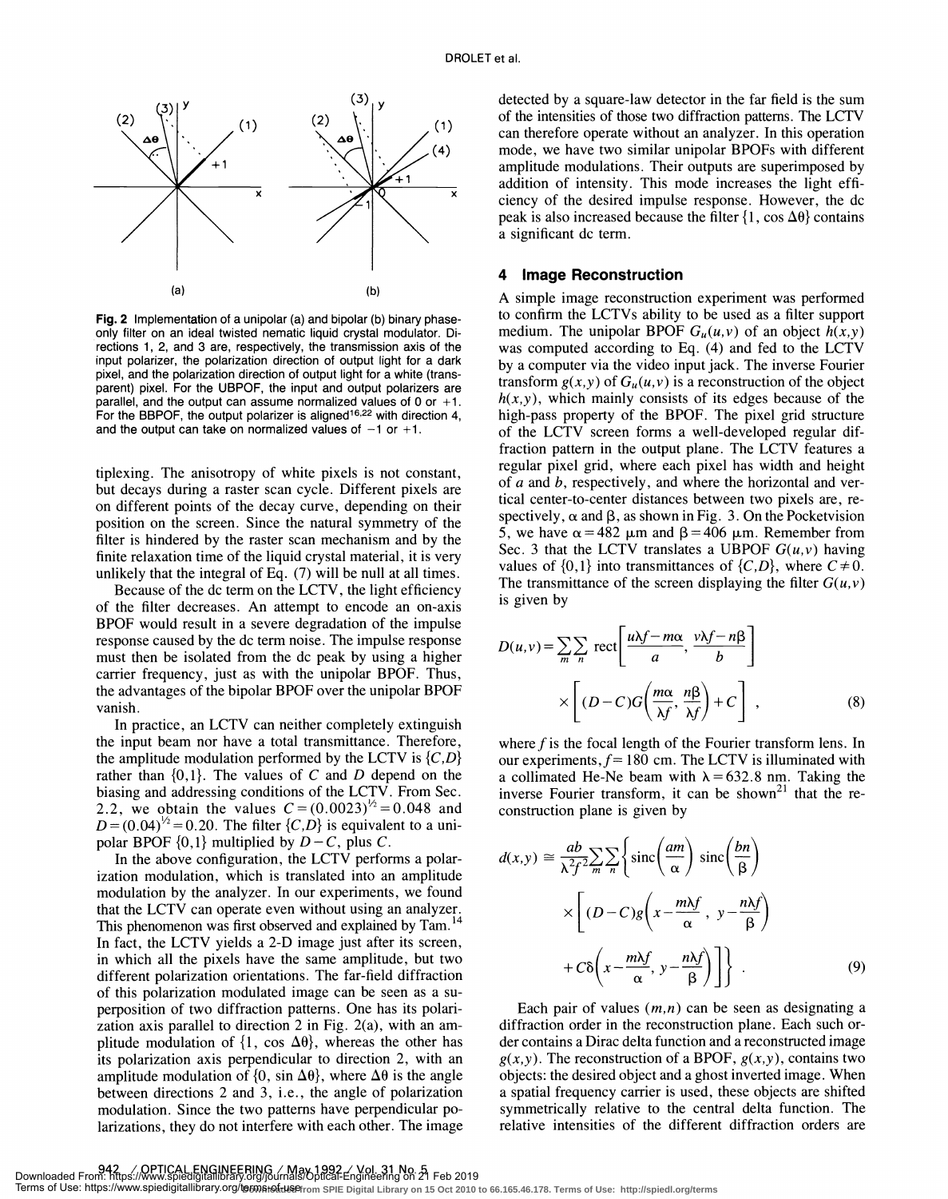Fig. 2 Implementation of a unipolar (a) and bipolar (b) binary phase-only filter on an ideal twisted nematic liquid crystal modulator. Directions 1, 2, and 3 are, respectively, the transmission axis of the input polarizer, the polarization direction of output light for a dark pixel, and the polarization direction of output light for a white (transparent) pixel. For the UBPOF, the input and output polarizers are parallel, and the output can assume normalized values of 0 or +1. For the BBPOF, the output polarizer is aligned[16,22] with direction 4, and the output can take on normalized values of −1 or +1.

tiplexing. The anisotropy of white pixels is not constant, but decays during a raster scan cycle. Different pixels are on different points of the decay curve, depending on their position on the screen. Since the natural symmetry of the filter is hindered by the raster scan mechanism and by the finite relaxation time of the liquid crystal material, it is very unlikely that the integral of Eq. (7) will be null at all times.

Because of the dc term on the LCTV, the light efficiency of the filter decreases. An attempt to encode an on-axis BPOF would result in a severe degradation of the impulse response caused by the dc term noise. The impulse response must then be isolated from the dc peak by using a higher carrier frequency, just as with the unipolar BPOF. Thus, the advantages of the bipolar BPOF over the unipolar BPOF vanish.

In practice, an LCTV can neither completely extinguish the input beam nor have a total transmittance. Therefore, the amplitude modulation performed by the LCTV is $\{C,D\}$ rather than $\{0,1\}$. The values of $C$ and $D$ depend on the biasing and addressing conditions of the LCTV. From Sec. 2.2, we obtain the values $C=(0.0023)^{1/2}=0.048$ and $D=(0.04)^{1/2}=0.20$. The filter $\{C,D\}$ is equivalent to a unipolar BPOF $\{0,1\}$ multiplied by $D-C$, plus $C$.

In the above configuration, the LCTV performs a polarization modulation, which is translated into an amplitude modulation by the analyzer. In our experiments, we found that the LCTV can operate even without using an analyzer. This phenomenon was first observed and explained by Tam.[14] In fact, the LCTV yields a 2-D image just after its screen, in which all the pixels have the same amplitude, but two different polarization orientations. The far-field diffraction of this polarization modulated image can be seen as a superposition of two diffraction patterns. One has its polarization axis parallel to direction 2 in Fig. 2(a), with an amplitude modulation of $\{1, \cos\Delta\theta\}$, whereas the other has its polarization axis perpendicular to direction 2, with an amplitude modulation of $\{0, \sin\Delta\theta\}$, where $\Delta\theta$ is the angle between directions 2 and 3, i.e., the angle of polarization modulation. Since the two patterns have perpendicular polarizations, they do not interfere with each other. The image detected by a square-law detector in the far field is the sum of the intensities of those two diffraction patterns. The LCTV can therefore operate without an analyzer. In this operation mode, we have two similar unipolar BPOFs with different amplitude modulations. Their outputs are superimposed by addition of intensity. This mode increases the light efficiency of the desired impulse response. However, the dc peak is also increased because the filter $\{1, \cos\Delta\theta\}$ contains a significant dc term.

## 4 Image Reconstruction

A simple image reconstruction experiment was performed to confirm the LCTVs ability to be used as a filter support medium. The unipolar BPOF $G_u(u,v)$ of an object $h(x,y)$ was computed according to Eq. (4) and fed to the LCTV by a computer via the video input jack. The inverse Fourier transform $g(x,y)$ of $G_u(u,v)$ is a reconstruction of the object $h(x,y)$, which mainly consists of its edges because of the high-pass property of the BPOF. The pixel grid structure of the LCTV screen forms a well-developed regular diffraction pattern in the output plane. The LCTV features a regular pixel grid, where each pixel has width and height of $a$ and $b$, respectively, and where the horizontal and vertical center-to-center distances between two pixels are, respectively, $\alpha$ and $\beta$, as shown in Fig. 3. On the Pocketvision 5, we have $\alpha=482$ μm and $\beta=406$ μm. Remember from Sec. 3 that the LCTV translates a UBPOF $G(u,v)$ having values of $\{0,1\}$ into transmittances of $\{C,D\}$, where $C\neq 0$. The transmittance of the screen displaying the filter $G(u,v)$ is given by

$$D(u,v)=\sum_m\sum_n \operatorname{rect}\left[\frac{u\lambda f-m\alpha}{a},\frac{v\lambda f-n\beta}{b}\right]\times\left[(D-C)G\left(\frac{m\alpha}{\lambda f},\frac{n\beta}{\lambda f}\right)+C\right], \tag{8}$$

where $f$ is the focal length of the Fourier transform lens. In our experiments, $f=180$ cm. The LCTV is illuminated with a collimated He-Ne beam with $\lambda=632.8$ nm. Taking the inverse Fourier transform, it can be shown[21] that the reconstruction plane is given by

$$d(x,y)\cong\frac{ab}{\lambda^2f^2}\sum_m\sum_n\left\{\operatorname{sinc}\left(\frac{am}{\alpha}\right)\operatorname{sinc}\left(\frac{bn}{\beta}\right)\times\left[(D-C)g\left(x-\frac{m\lambda f}{\alpha},\,y-\frac{n\lambda f}{\beta}\right)+C\delta\left(x-\frac{m\lambda f}{\alpha},\,y-\frac{n\lambda f}{\beta}\right)\right]\right\}. \tag{9}$$

Each pair of values $(m,n)$ can be seen as designating a diffraction order in the reconstruction plane. Each such order contains a Dirac delta function and a reconstructed image $g(x,y)$. The reconstruction of a BPOF, $g(x,y)$, contains two objects: the desired object and a ghost inverted image. When a spatial frequency carrier is used, these objects are shifted symmetrically relative to the central delta function. The relative intensities of the different diffraction orders are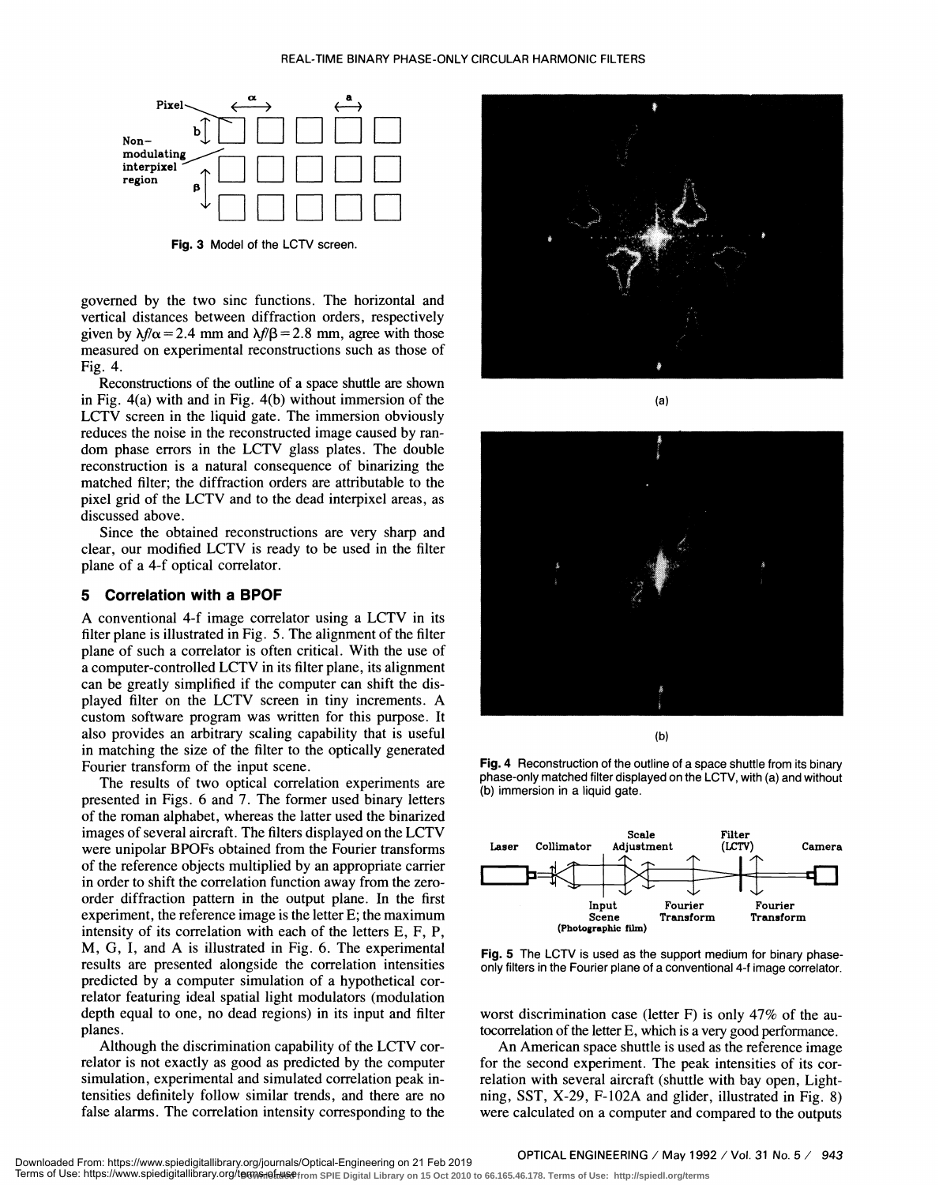Fig. 3 Model of the LCTV screen.

governed by the two sinc functions. The horizontal and vertical distances between diffraction orders, respectively given by $\lambda f/\alpha = 2.4$ mm and $\lambda f/\beta = 2.8$ mm, agree with those measured on experimental reconstructions such as those of Fig. 4.

Reconstructions of the outline of a space shuttle are shown in Fig. 4(a) with and in Fig. 4(b) without immersion of the LCTV screen in the liquid gate. The immersion obviously reduces the noise in the reconstructed image caused by random phase errors in the LCTV glass plates. The double reconstruction is a natural consequence of binarizing the matched filter; the diffraction orders are attributable to the pixel grid of the LCTV and to the dead interpixel areas, as discussed above.

Since the obtained reconstructions are very sharp and clear, our modified LCTV is ready to be used in the filter plane of a 4-f optical correlator.

## 5 Correlation with a BPOF

A conventional 4-f image correlator using a LCTV in its filter plane is illustrated in Fig. 5. The alignment of the filter plane of such a correlator is often critical. With the use of a computer-controlled LCTV in its filter plane, its alignment can be greatly simplified if the computer can shift the displayed filter on the LCTV screen in tiny increments. A custom software program was written for this purpose. It also provides an arbitrary scaling capability that is useful in matching the size of the filter to the optically generated Fourier transform of the input scene.

The results of two optical correlation experiments are presented in Figs. 6 and 7. The former used binary letters of the roman alphabet, whereas the latter used the binarized images of several aircraft. The filters displayed on the LCTV were unipolar BPOFs obtained from the Fourier transforms of the reference objects multiplied by an appropriate carrier in order to shift the correlation function away from the zero-order diffraction pattern in the output plane. In the first experiment, the reference image is the letter E; the maximum intensity of its correlation with each of the letters E, F, P, M, G, I, and A is illustrated in Fig. 6. The experimental results are presented alongside the correlation intensities predicted by a computer simulation of a hypothetical correlator featuring ideal spatial light modulators (modulation depth equal to one, no dead regions) in its input and filter planes.

Although the discrimination capability of the LCTV correlator is not exactly as good as predicted by the computer simulation, experimental and simulated correlation peak intensities definitely follow similar trends, and there are no false alarms. The correlation intensity corresponding to the worst discrimination case (letter F) is only 47% of the autocorrelation of the letter E, which is a very good performance.

An American space shuttle is used as the reference image for the second experiment. The peak intensities of its correlation with several aircraft (shuttle with bay open, Lightning, SST, X-29, F-102A and glider, illustrated in Fig. 8) were calculated on a computer and compared to the outputs

(a)

(b)

Fig. 4 Reconstruction of the outline of a space shuttle from its binary phase-only matched filter displayed on the LCTV, with (a) and without (b) immersion in a liquid gate.

Fig. 5 The LCTV is used as the support medium for binary phase-only filters in the Fourier plane of a conventional 4-f image correlator.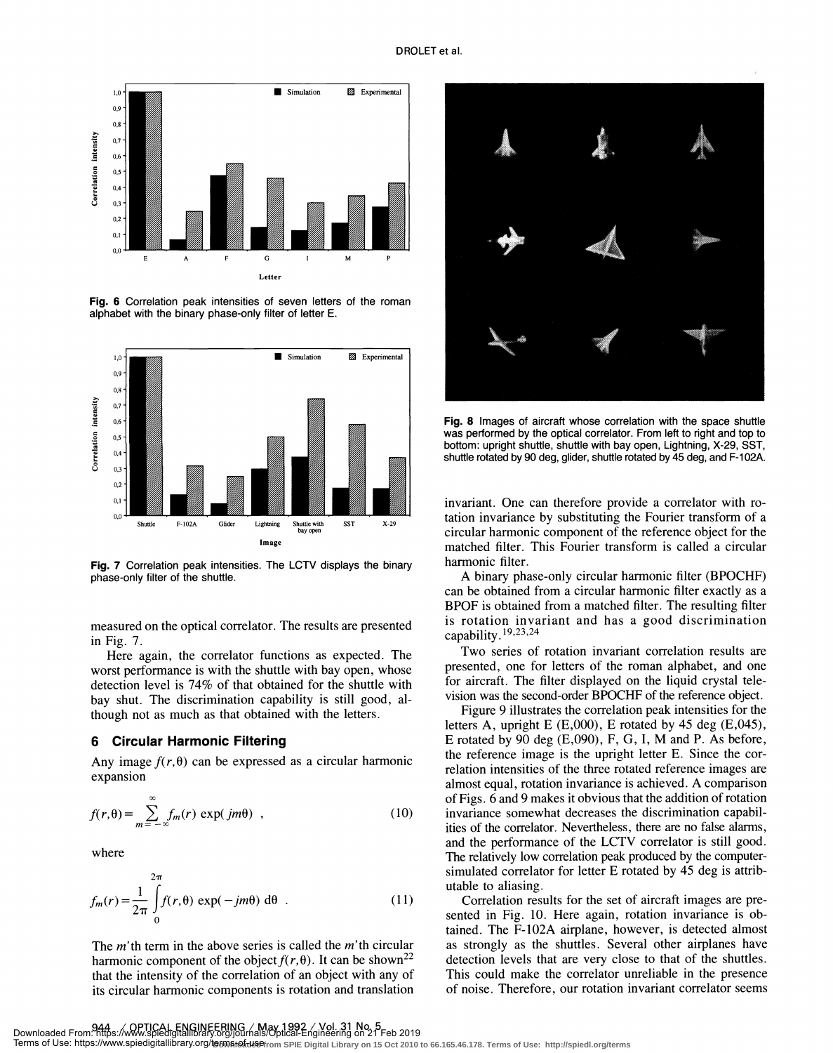Fig. 6 Correlation peak intensities of seven letters of the roman alphabet with the binary phase-only filter of letter E.

Fig. 7 Correlation peak intensities. The LCTV displays the binary phase-only filter of the shuttle.

measured on the optical correlator. The results are presented in Fig. 7.

Here again, the correlator functions as expected. The worst performance is with the shuttle with bay open, whose detection level is 74% of that obtained for the shuttle with bay shut. The discrimination capability is still good, although not as much as that obtained with the letters.

## 6 Circular Harmonic Filtering

Any image $f(r,\theta)$ can be expressed as a circular harmonic expansion

$$f(r,\theta) = \sum_{m=-\infty}^{\infty} f_m(r) \exp(jm\theta) \ , \tag{10}$$

where

$$f_m(r) = \frac{1}{2\pi} \int_0^{2\pi} f(r,\theta) \exp(-jm\theta) \, d\theta \ . \tag{11}$$

The $m$'th term in the above series is called the $m$'th circular harmonic component of the object $f(r,\theta)$. It can be shown[22] that the intensity of the correlation of an object with any of its circular harmonic components is rotation and translation invariant. One can therefore provide a correlator with rotation invariance by substituting the Fourier transform of a circular harmonic component of the reference object for the matched filter. This Fourier transform is called a circular harmonic filter.

Fig. 8 Images of aircraft whose correlation with the space shuttle was performed by the optical correlator. From left to right and top to bottom: upright shuttle, shuttle with bay open, Lightning, X-29, SST, shuttle rotated by 90 deg, glider, shuttle rotated by 45 deg, and F-102A.

A binary phase-only circular harmonic filter (BPOCHF) can be obtained from a circular harmonic filter exactly as a BPOF is obtained from a matched filter. The resulting filter is rotation invariant and has a good discrimination capability.[19,23,24]

Two series of rotation invariant correlation results are presented, one for letters of the roman alphabet, and one for aircraft. The filter displayed on the liquid crystal television was the second-order BPOCHF of the reference object.

Figure 9 illustrates the correlation peak intensities for the letters A, upright E (E,000), E rotated by 45 deg (E,045), E rotated by 90 deg (E,090), F, G, I, M and P. As before, the reference image is the upright letter E. Since the correlation intensities of the three rotated reference images are almost equal, rotation invariance is achieved. A comparison of Figs. 6 and 9 makes it obvious that the addition of rotation invariance somewhat decreases the discrimination capabilities of the correlator. Nevertheless, there are no false alarms, and the performance of the LCTV correlator is still good. The relatively low correlation peak produced by the computer-simulated correlator for letter E rotated by 45 deg is attributable to aliasing.

Correlation results for the set of aircraft images are presented in Fig. 10. Here again, rotation invariance is obtained. The F-102A airplane, however, is detected almost as strongly as the shuttles. Several other airplanes have detection levels that are very close to that of the shuttles. This could make the correlator unreliable in the presence of noise. Therefore, our rotation invariant correlator seems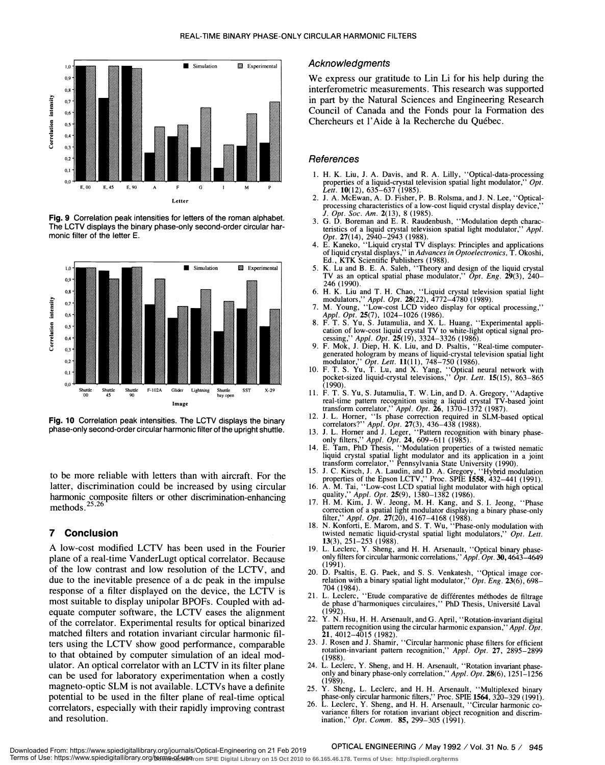Fig. 9 Correlation peak intensities for letters of the roman alphabet. The LCTV displays the binary phase-only second-order circular harmonic filter of the letter E.

Fig. 10 Correlation peak intensities. The LCTV displays the binary phase-only second-order circular harmonic filter of the upright shuttle.

to be more reliable with letters than with aircraft. For the latter, discrimination could be increased by using circular harmonic composite filters or other discrimination-enhancing methods.[25,26]

## 7 Conclusion

A low-cost modified LCTV has been used in the Fourier plane of a real-time VanderLugt optical correlator. Because of the low contrast and low resolution of the LCTV, and due to the inevitable presence of a dc peak in the impulse response of a filter displayed on the device, the LCTV is most suitable to display unipolar BPOFs. Coupled with adequate computer software, the LCTV eases the alignment of the correlator. Experimental results for optical binarized matched filters and rotation invariant circular harmonic filters using the LCTV show good performance, comparable to that obtained by computer simulation of an ideal modulator. An optical correlator with an LCTV in its filter plane can be used for laboratory experimentation when a costly magneto-optic SLM is not available. LCTVs have a definite potential to be used in the filter plane of real-time optical correlators, especially with their rapidly improving contrast and resolution.

### *Acknowledgments*

We express our gratitude to Lin Li for his help during the interferometric measurements. This research was supported in part by the Natural Sciences and Engineering Research Council of Canada and the Fonds pour la Formation des Chercheurs et l'Aide à la Recherche du Québec.

### *References*

1. H. K. Liu, J. A. Davis, and R. A. Lilly, "Optical-data-processing properties of a liquid-crystal television spatial light modulator," *Opt. Lett.* **10**(12), 635–637 (1985).
2. J. A. McEwan, A. D. Fisher, P. B. Rolsma, and J. N. Lee, "Optical-processing characteristics of a low-cost liquid crystal display device," *J. Opt. Soc. Am.* **2**(13), 8 (1985).
3. G. D. Boreman and E. R. Raudenbush, "Modulation depth characteristics of a liquid crystal television spatial light modulator," *Appl. Opt.* **27**(14), 2940–2943 (1988).
4. E. Kaneko, "Liquid crystal TV displays: Principles and applications of liquid crystal displays," in *Advances in Optoelectronics*, T. Okoshi, Ed., KTK Scientific Publishers (1988).
5. K. Lu and B. E. A. Saleh, "Theory and design of the liquid crystal TV as an optical spatial phase modulator," *Opt. Eng.* **29**(3), 240–246 (1990).
6. H. K. Liu and T. H. Chao, "Liquid crystal television spatial light modulators," *Appl. Opt.* **28**(22), 4772–4780 (1989).
7. M. Young, "Low-cost LCD video display for optical processing," *Appl. Opt.* **25**(7), 1024–1026 (1986).
8. F. T. S. Yu, S. Jutamulia, and X. L. Huang, "Experimental application of low-cost liquid crystal TV to white-light optical signal processing," *Appl. Opt.* **25**(19), 3324–3326 (1986).
9. F. Mok, J. Diep, H. K. Liu, and D. Psaltis, "Real-time computer-generated hologram by means of liquid-crystal television spatial light modulator," *Opt. Lett.* **11**(11), 748–750 (1986).
10. F. T. S. Yu, T. Lu, and X. Yang, "Optical neural network with pocket-sized liquid-crystal televisions," *Opt. Lett.* **15**(15), 863–865 (1990).
11. F. T. S. Yu, S. Jutamulia, T. W. Lin, and D. A. Gregory, "Adaptive real-time pattern recognition using a liquid crystal TV-based joint transform correlator," *Appl. Opt.* **26**, 1370–1372 (1987).
12. J. L. Horner, "Is phase correction required in SLM-based optical correlators?" *Appl. Opt.* **27**(3), 436–438 (1988).
13. J. L. Horner and J. Leger, "Pattern recognition with binary phase-only filters," *Appl. Opt.* **24**, 609–611 (1985).
14. E. Tam, PhD Thesis, "Modulation properties of a twisted nematic liquid crystal spatial light modulator and its application in a joint transform correlator," Pennsylvania State University (1990).
15. J. C. Kirsch, J. A. Laudin, and D. A. Gregory, "Hybrid modulation properties of the Epson LCTV," Proc. SPIE **1558**, 432–441 (1991).
16. A. M. Tai, "Low-cost LCD spatial light modulator with high optical quality," *Appl. Opt.* **25**(9), 1380–1382 (1986).
17. H. M. Kim, J. W. Jeong, M. H. Kang, and S. I. Jeong, "Phase correction of a spatial light modulator displaying a binary phase-only filter," *Appl. Opt.* **27**(20), 4167–4168 (1988).
18. N. Konforti, E. Marom, and S. T. Wu, "Phase-only modulation with twisted nematic liquid-crystal spatial light modulators," *Opt. Lett.* **13**(3), 251–253 (1988).
19. L. Leclerc, Y. Sheng, and H. H. Arsenault, "Optical binary phase-only filters for circular harmonic correlations," *Appl. Opt.* **30**, 4643–4649 (1991).
20. D. Psaltis, E. G. Paek, and S. S. Venkatesh, "Optical image correlation with a binary spatial light modulator," *Opt. Eng.* **23**(6), 698–704 (1984).
21. L. Leclerc, "Etude comparative de différentes méthodes de filtrage de phase d'harmoniques circulaires," PhD Thesis, Université Laval (1992).
22. Y. N. Hsu, H. H. Arsenault, and G. April, "Rotation-invariant digital pattern recognition using the circular harmonic expansion," *Appl. Opt.* **21**, 4012–4015 (1982).
23. J. Rosen and J. Shamir, "Circular harmonic phase filters for efficient rotation-invariant pattern recognition," *Appl. Opt.* **27**, 2895–2899 (1988).
24. L. Leclerc, Y. Sheng, and H. H. Arsenault, "Rotation invariant phase-only and binary phase-only correlation," *Appl. Opt.* **28**(6), 1251–1256 (1989).
25. Y. Sheng, L. Leclerc, and H. H. Arsenault, "Multiplexed binary phase-only circular harmonic filters," Proc. SPIE **1564**, 320–329 (1991).
26. L. Leclerc, Y. Sheng, and H. H. Arsenault, "Circular harmonic covariance filters for rotation invariant object recognition and discrimination," *Opt. Comm.* **85**, 299–305 (1991).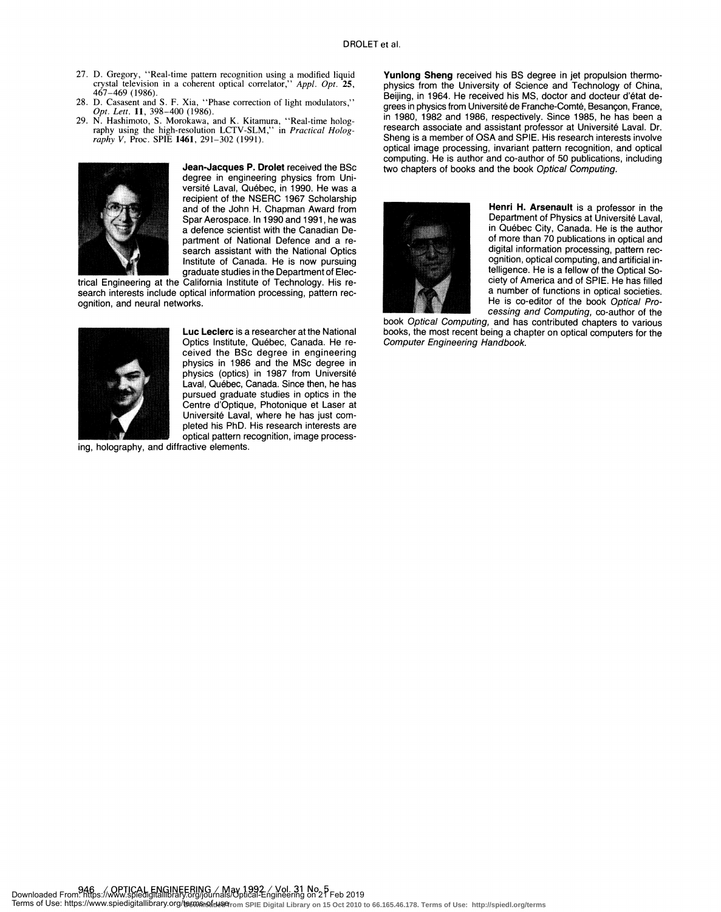27. D. Gregory, "Real-time pattern recognition using a modified liquid crystal television in a coherent optical correlator," *Appl. Opt.* **25**, 467–469 (1986).
28. D. Casasent and S. F. Xia, "Phase correction of light modulators," *Opt. Lett.* **11**, 398–400 (1986).
29. N. Hashimoto, S. Morokawa, and K. Kitamura, "Real-time holography using the high-resolution LCTV-SLM," in *Practical Holography V*, Proc. SPIE **1461**, 291–302 (1991).

**Jean-Jacques P. Drolet** received the BSc degree in engineering physics from Université Laval, Québec, in 1990. He was a recipient of the NSERC 1967 Scholarship and of the John H. Chapman Award from Spar Aerospace. In 1990 and 1991, he was a defence scientist with the Canadian Department of National Defence and a research assistant with the National Optics Institute of Canada. He is now pursuing graduate studies in the Department of Electrical Engineering at the California Institute of Technology. His research interests include optical information processing, pattern recognition, and neural networks.

**Luc Leclerc** is a researcher at the National Optics Institute, Québec, Canada. He received the BSc degree in engineering physics in 1986 and the MSc degree in physics (optics) in 1987 from Université Laval, Québec, Canada. Since then, he has pursued graduate studies in optics in the Centre d'Optique, Photonique et Laser at Université Laval, where he has just completed his PhD. His research interests are optical pattern recognition, image processing, holography, and diffractive elements.

**Yunlong Sheng** received his BS degree in jet propulsion thermophysics from the University of Science and Technology of China, Beijing, in 1964. He received his MS, doctor and docteur d'état degrees in physics from Université de Franche-Comté, Besançon, France, in 1980, 1982 and 1986, respectively. Since 1985, he has been a research associate and assistant professor at Université Laval. Dr. Sheng is a member of OSA and SPIE. His research interests involve optical image processing, invariant pattern recognition, and optical computing. He is author and co-author of 50 publications, including two chapters of books and the book *Optical Computing.*

**Henri H. Arsenault** is a professor in the Department of Physics at Université Laval, in Québec City, Canada. He is the author of more than 70 publications in optical and digital information processing, pattern recognition, optical computing, and artificial intelligence. He is a fellow of the Optical Society of America and of SPIE. He has filled a number of functions in optical societies. He is co-editor of the book *Optical Processing and Computing,* co-author of the book *Optical Computing,* and has contributed chapters to various books, the most recent being a chapter on optical computers for the *Computer Engineering Handbook.*